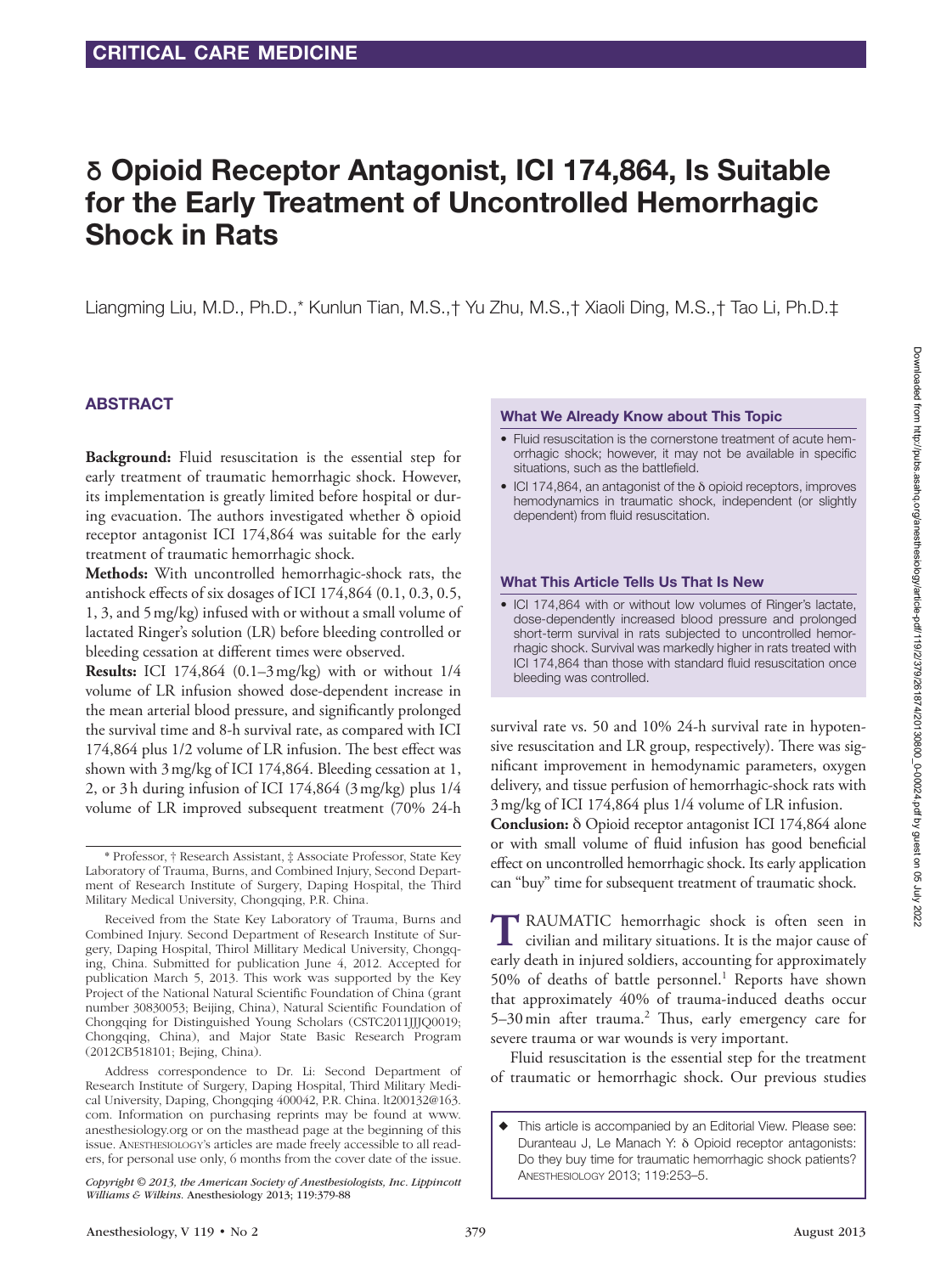# δ Opioid Receptor Antagonist, ICI 174,864, Is Suitable for the Early Treatment of Uncontrolled Hemorrhagic Shock in Rats

Liangming Liu, M.D., Ph.D.,* Kunlun Tian, M.S.,† Yu Zhu, M.S.,† Xiaoli Ding, M.S.,† Tao Li, Ph.D.‡

## ABSTRACT

**Background:** Fluid resuscitation is the essential step for early treatment of traumatic hemorrhagic shock. However, its implementation is greatly limited before hospital or during evacuation. The authors investigated whether δ opioid receptor antagonist ICI 174,864 was suitable for the early treatment of traumatic hemorrhagic shock.

**Methods:** With uncontrolled hemorrhagic-shock rats, the antishock effects of six dosages of ICI 174,864 (0.1, 0.3, 0.5, 1, 3, and 5 mg/kg) infused with or without a small volume of lactated Ringer's solution (LR) before bleeding controlled or bleeding cessation at different times were observed.

**Results:** ICI 174,864 (0.1–3 mg/kg) with or without 1/4 volume of LR infusion showed dose-dependent increase in the mean arterial blood pressure, and significantly prolonged the survival time and 8-h survival rate, as compared with ICI 174,864 plus 1/2 volume of LR infusion. The best effect was shown with 3 mg/kg of ICI 174,864. Bleeding cessation at 1, 2, or 3 h during infusion of ICI 174,864 (3 mg/kg) plus 1/4 volume of LR improved subsequent treatment (70% 24-h survival rate vs. 50 and 10% 24-h survival rate in hypotensive resuscitation and LR group, respectively). There was significant improvement in hemodynamic parameters, oxygen delivery, and tissue perfusion of hemorrhagic-shock rats with 3 mg/kg of ICI 174,864 plus 1/4 volume of LR infusion.

**Conclusion:** δ Opioid receptor antagonist ICI 174,864 alone or with small volume of fluid infusion has good beneficial effect on uncontrolled hemorrhagic shock. Its early application can "buy" time for subsequent treatment of traumatic shock.

### What We Already Know about This Topic

- Fluid resuscitation is the cornerstone treatment of acute hemorrhagic shock; however, it may not be available in specific situations, such as the battlefield.
- ICI 174,864, an antagonist of the δ opioid receptors, improves hemodynamics in traumatic shock, independent (or slightly dependent) from fluid resuscitation.

### What This Article Tells Us That Is New

- ICI 174,864 with or without low volumes of Ringer's lactate, dose-dependently increased blood pressure and prolonged short-term survival in rats subjected to uncontrolled hemorrhagic shock. Survival was markedly higher in rats treated with ICI 174,864 than those with standard fluid resuscitation once bleeding was controlled.

TRAUMATIC hemorrhagic shock is often seen in civilian and military situations. It is the major cause of early death in injured soldiers, accounting for approximately 50% of deaths of battle personnel.[1] Reports have shown that approximately 40% of trauma-induced deaths occur 5–30 min after trauma.[2] Thus, early emergency care for severe trauma or war wounds is very important.

Fluid resuscitation is the essential step for the treatment of traumatic or hemorrhagic shock. Our previous studies

---

* Professor, † Research Assistant, ‡ Associate Professor, State Key Laboratory of Trauma, Burns, and Combined Injury, Second Department of Research Institute of Surgery, Daping Hospital, the Third Military Medical University, Chongqing, P.R. China.

Received from the State Key Laboratory of Trauma, Burns and Combined Injury. Second Department of Research Institute of Surgery, Daping Hospital, Thirol Millitary Medical University, Chongqing, China. Submitted for publication June 4, 2012. Accepted for publication March 5, 2013. This work was supported by the Key Project of the National Natural Scientific Foundation of China (grant number 30830053; Beijing, China), Natural Scientific Foundation of Chongqing for Distinguished Young Scholars (CSTC2011JJJQ0019; Chongqing, China), and Major State Basic Research Program (2012CB518101; Bejing, China).

Address correspondence to Dr. Li: Second Department of Research Institute of Surgery, Daping Hospital, Third Military Medical University, Daping, Chongqing 400042, P.R. China. lt200132@163.com. Information on purchasing reprints may be found at www.anesthesiology.org or on the masthead page at the beginning of this issue. ANESTHESIOLOGY's articles are made freely accessible to all readers, for personal use only, 6 months from the cover date of the issue.

*Copyright © 2013, the American Society of Anesthesiologists, Inc. Lippincott Williams & Wilkins.* Anesthesiology 2013; 119:379-88

◆ This article is accompanied by an Editorial View. Please see: Duranteau J, Le Manach Y: δ Opioid receptor antagonists: Do they buy time for traumatic hemorrhagic shock patients? ANESTHESIOLOGY 2013; 119:253–5.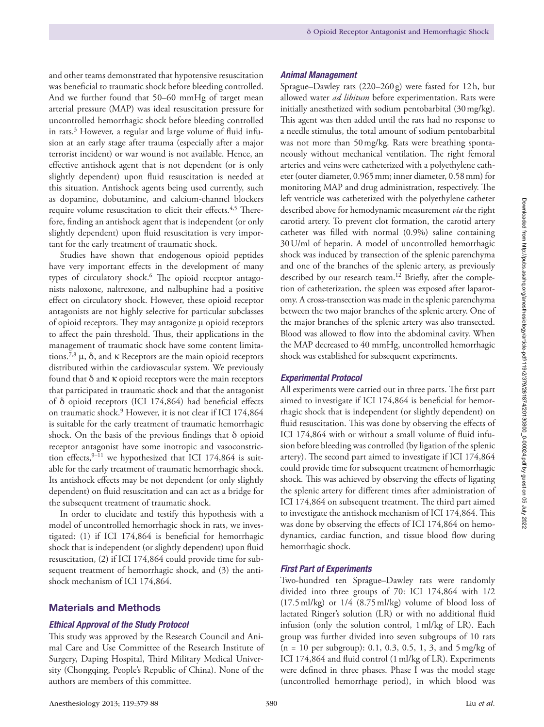and other teams demonstrated that hypotensive resuscitation was beneficial to traumatic shock before bleeding controlled. And we further found that 50–60 mmHg of target mean arterial pressure (MAP) was ideal resuscitation pressure for uncontrolled hemorrhagic shock before bleeding controlled in rats.[3] However, a regular and large volume of fluid infusion at an early stage after trauma (especially after a major terrorist incident) or war wound is not available. Hence, an effective antishock agent that is not dependent (or is only slightly dependent) upon fluid resuscitation is needed at this situation. Antishock agents being used currently, such as dopamine, dobutamine, and calcium-channel blockers require volume resuscitation to elicit their effects.[4,5] Therefore, finding an antishock agent that is independent (or only slightly dependent) upon fluid resuscitation is very important for the early treatment of traumatic shock.

Studies have shown that endogenous opioid peptides have very important effects in the development of many types of circulatory shock.[6] The opioid receptor antagonists naloxone, naltrexone, and nalbuphine had a positive effect on circulatory shock. However, these opioid receptor antagonists are not highly selective for particular subclasses of opioid receptors. They may antagonize μ opioid receptors to affect the pain threshold. Thus, their applications in the management of traumatic shock have some content limitations.[7,8] μ, δ, and κ Receptors are the main opioid receptors distributed within the cardiovascular system. We previously found that δ and κ opioid receptors were the main receptors that participated in traumatic shock and that the antagonist of δ opioid receptors (ICI 174,864) had beneficial effects on traumatic shock.[9] However, it is not clear if ICI 174,864 is suitable for the early treatment of traumatic hemorrhagic shock. On the basis of the previous findings that δ opioid receptor antagonist have some inotropic and vasoconstriction effects,[9–11] we hypothesized that ICI 174,864 is suitable for the early treatment of traumatic hemorrhagic shock. Its antishock effects may be not dependent (or only slightly dependent) on fluid resuscitation and can act as a bridge for the subsequent treatment of traumatic shock.

In order to elucidate and testify this hypothesis with a model of uncontrolled hemorrhagic shock in rats, we investigated: (1) if ICI 174,864 is beneficial for hemorrhagic shock that is independent (or slightly dependent) upon fluid resuscitation, (2) if ICI 174,864 could provide time for subsequent treatment of hemorrhagic shock, and (3) the antishock mechanism of ICI 174,864.

## Materials and Methods

### *Ethical Approval of the Study Protocol*

This study was approved by the Research Council and Animal Care and Use Committee of the Research Institute of Surgery, Daping Hospital, Third Military Medical University (Chongqing, People's Republic of China). None of the authors are members of this committee.

### *Animal Management*

Sprague–Dawley rats (220–260 g) were fasted for 12 h, but allowed water *ad libitum* before experimentation. Rats were initially anesthetized with sodium pentobarbital (30 mg/kg). This agent was then added until the rats had no response to a needle stimulus, the total amount of sodium pentobarbital was not more than 50 mg/kg. Rats were breathing spontaneously without mechanical ventilation. The right femoral arteries and veins were catheterized with a polyethylene catheter (outer diameter, 0.965 mm; inner diameter, 0.58 mm) for monitoring MAP and drug administration, respectively. The left ventricle was catheterized with the polyethylene catheter described above for hemodynamic measurement *via* the right carotid artery. To prevent clot formation, the carotid artery catheter was filled with normal (0.9%) saline containing 30 U/ml of heparin. A model of uncontrolled hemorrhagic shock was induced by transection of the splenic parenchyma and one of the branches of the splenic artery, as previously described by our research team.[12] Briefly, after the completion of catheterization, the spleen was exposed after laparotomy. A cross-transection was made in the splenic parenchyma between the two major branches of the splenic artery. One of the major branches of the splenic artery was also transected. Blood was allowed to flow into the abdominal cavity. When the MAP decreased to 40 mmHg, uncontrolled hemorrhagic shock was established for subsequent experiments.

### *Experimental Protocol*

All experiments were carried out in three parts. The first part aimed to investigate if ICI 174,864 is beneficial for hemorrhagic shock that is independent (or slightly dependent) on fluid resuscitation. This was done by observing the effects of ICI 174,864 with or without a small volume of fluid infusion before bleeding was controlled (by ligation of the splenic artery). The second part aimed to investigate if ICI 174,864 could provide time for subsequent treatment of hemorrhagic shock. This was achieved by observing the effects of ligating the splenic artery for different times after administration of ICI 174,864 on subsequent treatment. The third part aimed to investigate the antishock mechanism of ICI 174,864. This was done by observing the effects of ICI 174,864 on hemodynamics, cardiac function, and tissue blood flow during hemorrhagic shock.

### *First Part of Experiments*

Two-hundred ten Sprague–Dawley rats were randomly divided into three groups of 70: ICI 174,864 with 1/2 (17.5 ml/kg) or 1/4 (8.75 ml/kg) volume of blood loss of lactated Ringer's solution (LR) or with no additional fluid infusion (only the solution control, 1 ml/kg of LR). Each group was further divided into seven subgroups of 10 rats (n = 10 per subgroup): 0.1, 0.3, 0.5, 1, 3, and 5 mg/kg of ICI 174,864 and fluid control (1 ml/kg of LR). Experiments were defined in three phases. Phase I was the model stage (uncontrolled hemorrhage period), in which blood was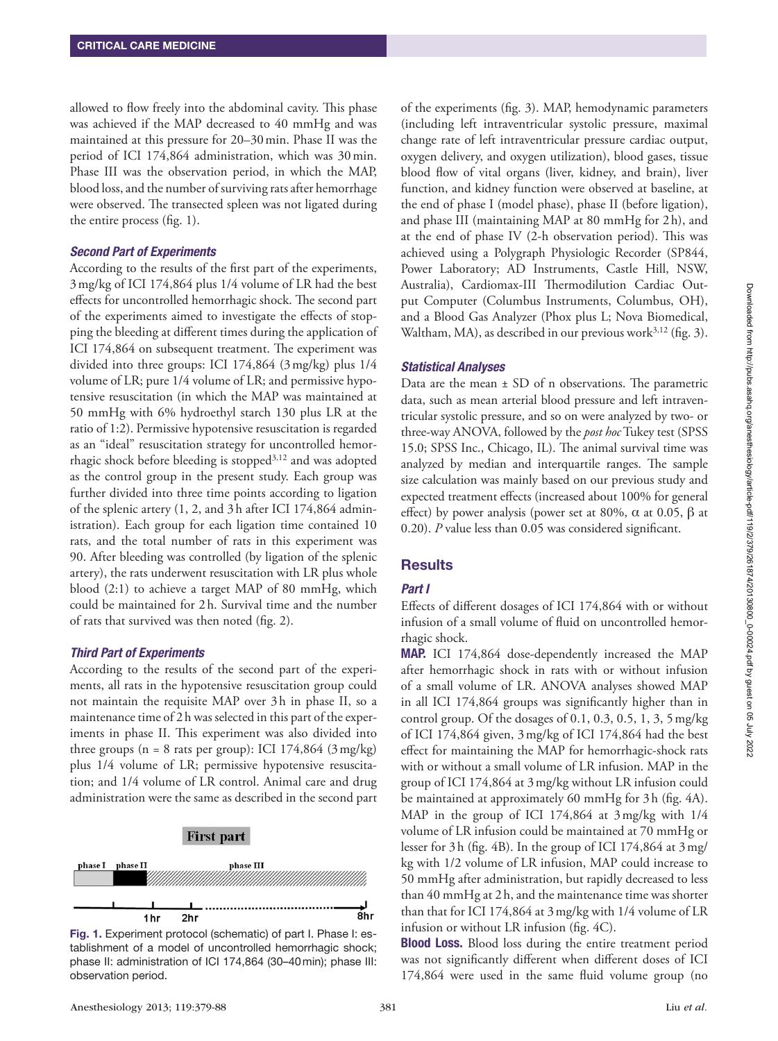allowed to flow freely into the abdominal cavity. This phase was achieved if the MAP decreased to 40 mmHg and was maintained at this pressure for 20–30 min. Phase II was the period of ICI 174,864 administration, which was 30 min. Phase III was the observation period, in which the MAP, blood loss, and the number of surviving rats after hemorrhage were observed. The transected spleen was not ligated during the entire process (fig. 1).

### *Second Part of Experiments*

According to the results of the first part of the experiments, 3 mg/kg of ICI 174,864 plus 1/4 volume of LR had the best effects for uncontrolled hemorrhagic shock. The second part of the experiments aimed to investigate the effects of stopping the bleeding at different times during the application of ICI 174,864 on subsequent treatment. The experiment was divided into three groups: ICI 174,864 (3 mg/kg) plus 1/4 volume of LR; pure 1/4 volume of LR; and permissive hypotensive resuscitation (in which the MAP was maintained at 50 mmHg with 6% hydroethyl starch 130 plus LR at the ratio of 1:2). Permissive hypotensive resuscitation is regarded as an "ideal" resuscitation strategy for uncontrolled hemorrhagic shock before bleeding is stopped[3,12] and was adopted as the control group in the present study. Each group was further divided into three time points according to ligation of the splenic artery (1, 2, and 3 h after ICI 174,864 administration). Each group for each ligation time contained 10 rats, and the total number of rats in this experiment was 90. After bleeding was controlled (by ligation of the splenic artery), the rats underwent resuscitation with LR plus whole blood (2:1) to achieve a target MAP of 80 mmHg, which could be maintained for 2 h. Survival time and the number of rats that survived was then noted (fig. 2).

### *Third Part of Experiments*

According to the results of the second part of the experiments, all rats in the hypotensive resuscitation group could not maintain the requisite MAP over 3 h in phase II, so a maintenance time of 2 h was selected in this part of the experiments in phase II. This experiment was also divided into three groups (n = 8 rats per group): ICI 174,864 (3 mg/kg) plus 1/4 volume of LR; permissive hypotensive resuscitation; and 1/4 volume of LR control. Animal care and drug administration were the same as described in the second part of the experiments (fig. 3). MAP, hemodynamic parameters (including left intraventricular systolic pressure, maximal change rate of left intraventricular pressure cardiac output, oxygen delivery, and oxygen utilization), blood gases, tissue blood flow of vital organs (liver, kidney, and brain), liver function, and kidney function were observed at baseline, at the end of phase I (model phase), phase II (before ligation), and phase III (maintaining MAP at 80 mmHg for 2 h), and at the end of phase IV (2-h observation period). This was achieved using a Polygraph Physiologic Recorder (SP844, Power Laboratory; AD Instruments, Castle Hill, NSW, Australia), Cardiomax-III Thermodilution Cardiac Output Computer (Columbus Instruments, Columbus, OH), and a Blood Gas Analyzer (Phox plus L; Nova Biomedical, Waltham, MA), as described in our previous work[3,12] (fig. 3).

First part

| phase I | phase II | phase III |
|---|---|---|

1 hr — 2hr — 8hr

**Fig. 1.** Experiment protocol (schematic) of part I. Phase I: establishment of a model of uncontrolled hemorrhagic shock; phase II: administration of ICI 174,864 (30–40 min); phase III: observation period.

### *Statistical Analyses*

Data are the mean ± SD of n observations. The parametric data, such as mean arterial blood pressure and left intraventricular systolic pressure, and so on were analyzed by two- or three-way ANOVA, followed by the *post hoc* Tukey test (SPSS 15.0; SPSS Inc., Chicago, IL). The animal survival time was analyzed by median and interquartile ranges. The sample size calculation was mainly based on our previous study and expected treatment effects (increased about 100% for general effect) by power analysis (power set at 80%, $\alpha$ at 0.05, $\beta$ at 0.20). *P* value less than 0.05 was considered significant.

## Results

### *Part I*

Effects of different dosages of ICI 174,864 with or without infusion of a small volume of fluid on uncontrolled hemorrhagic shock.

**MAP.** ICI 174,864 dose-dependently increased the MAP after hemorrhagic shock in rats with or without infusion of a small volume of LR. ANOVA analyses showed MAP in all ICI 174,864 groups was significantly higher than in control group. Of the dosages of 0.1, 0.3, 0.5, 1, 3, 5 mg/kg of ICI 174,864 given, 3 mg/kg of ICI 174,864 had the best effect for maintaining the MAP for hemorrhagic-shock rats with or without a small volume of LR infusion. MAP in the group of ICI 174,864 at 3 mg/kg without LR infusion could be maintained at approximately 60 mmHg for 3 h (fig. 4A). MAP in the group of ICI 174,864 at 3 mg/kg with 1/4 volume of LR infusion could be maintained at 70 mmHg or lesser for 3 h (fig. 4B). In the group of ICI 174,864 at 3 mg/kg with 1/2 volume of LR infusion, MAP could increase to 50 mmHg after administration, but rapidly decreased to less than 40 mmHg at 2 h, and the maintenance time was shorter than that for ICI 174,864 at 3 mg/kg with 1/4 volume of LR infusion or without LR infusion (fig. 4C).

**Blood Loss.** Blood loss during the entire treatment period was not significantly different when different doses of ICI 174,864 were used in the same fluid volume group (no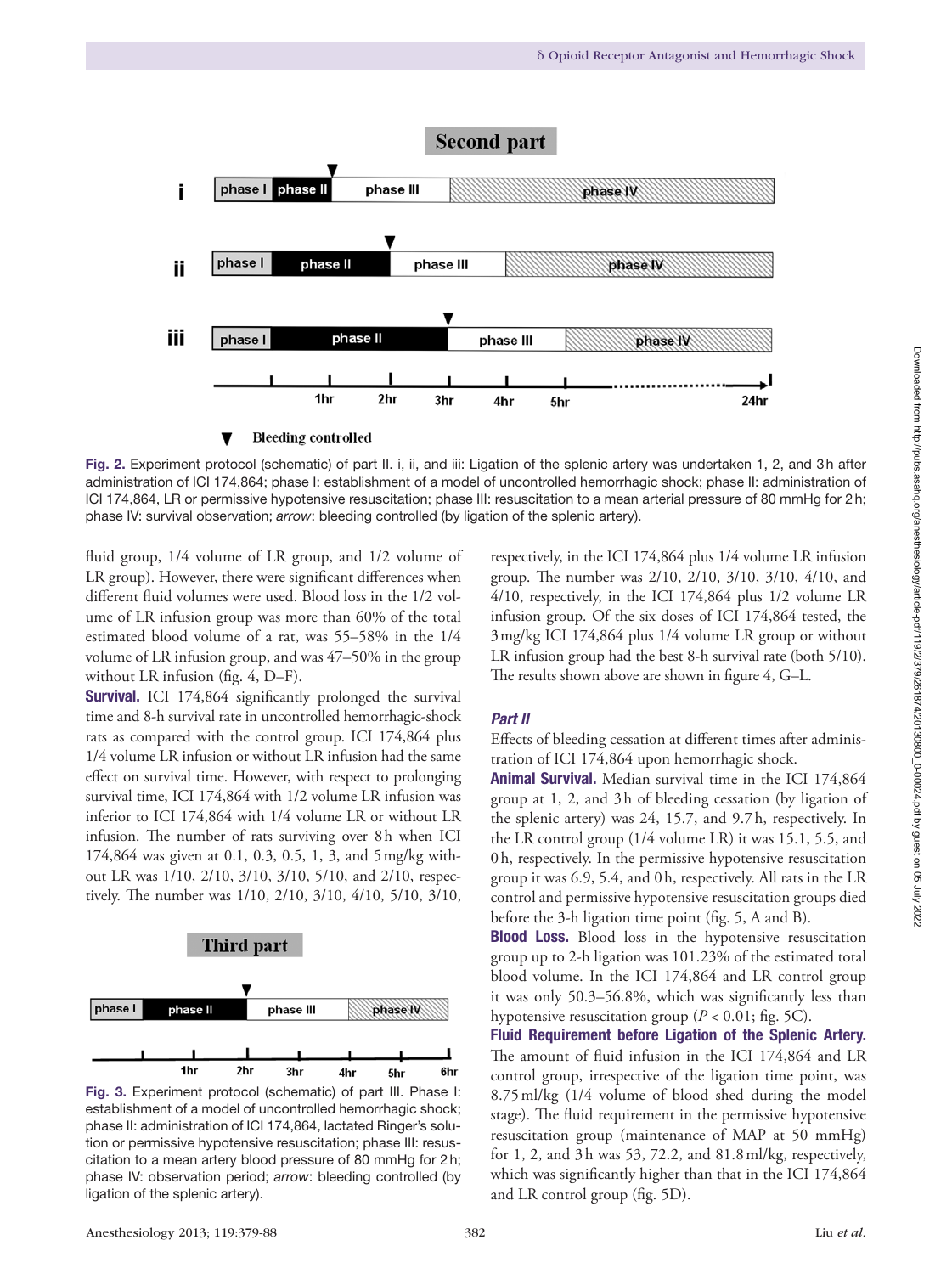Fig. 2. Experiment protocol (schematic) of part II. i, ii, and iii: Ligation of the splenic artery was undertaken 1, 2, and 3h after administration of ICI 174,864; phase I: establishment of a model of uncontrolled hemorrhagic shock; phase II: administration of ICI 174,864, LR or permissive hypotensive resuscitation; phase III: resuscitation to a mean arterial pressure of 80 mmHg for 2h; phase IV: survival observation; *arrow*: bleeding controlled (by ligation of the splenic artery).

fluid group, 1/4 volume of LR group, and 1/2 volume of LR group). However, there were significant differences when different fluid volumes were used. Blood loss in the 1/2 volume of LR infusion group was more than 60% of the total estimated blood volume of a rat, was 55–58% in the 1/4 volume of LR infusion group, and was 47–50% in the group without LR infusion (fig. 4, D–F).

**Survival.** ICI 174,864 significantly prolonged the survival time and 8-h survival rate in uncontrolled hemorrhagic-shock rats as compared with the control group. ICI 174,864 plus 1/4 volume LR infusion or without LR infusion had the same effect on survival time. However, with respect to prolonging survival time, ICI 174,864 with 1/2 volume LR infusion was inferior to ICI 174,864 with 1/4 volume LR or without LR infusion. The number of rats surviving over 8h when ICI 174,864 was given at 0.1, 0.3, 0.5, 1, 3, and 5mg/kg without LR was 1/10, 2/10, 3/10, 3/10, 5/10, and 2/10, respectively. The number was 1/10, 2/10, 3/10, 4/10, 5/10, 3/10, respectively, in the ICI 174,864 plus 1/4 volume LR infusion group. The number was 2/10, 2/10, 3/10, 3/10, 4/10, and 4/10, respectively, in the ICI 174,864 plus 1/2 volume LR infusion group. Of the six doses of ICI 174,864 tested, the 3mg/kg ICI 174,864 plus 1/4 volume LR group or without LR infusion group had the best 8-h survival rate (both 5/10). The results shown above are shown in figure 4, G–L.

Fig. 3. Experiment protocol (schematic) of part III. Phase I: establishment of a model of uncontrolled hemorrhagic shock; phase II: administration of ICI 174,864, lactated Ringer's solution or permissive hypotensive resuscitation; phase III: resuscitation to a mean artery blood pressure of 80 mmHg for 2h; phase IV: observation period; *arrow*: bleeding controlled (by ligation of the splenic artery).

### *Part II*

Effects of bleeding cessation at different times after administration of ICI 174,864 upon hemorrhagic shock.

**Animal Survival.** Median survival time in the ICI 174,864 group at 1, 2, and 3h of bleeding cessation (by ligation of the splenic artery) was 24, 15.7, and 9.7h, respectively. In the LR control group (1/4 volume LR) it was 15.1, 5.5, and 0h, respectively. In the permissive hypotensive resuscitation group it was 6.9, 5.4, and 0h, respectively. All rats in the LR control and permissive hypotensive resuscitation groups died before the 3-h ligation time point (fig. 5, A and B).

**Blood Loss.** Blood loss in the hypotensive resuscitation group up to 2-h ligation was 101.23% of the estimated total blood volume. In the ICI 174,864 and LR control group it was only 50.3–56.8%, which was significantly less than hypotensive resuscitation group ($P < 0.01$; fig. 5C).

**Fluid Requirement before Ligation of the Splenic Artery.** The amount of fluid infusion in the ICI 174,864 and LR control group, irrespective of the ligation time point, was 8.75ml/kg (1/4 volume of blood shed during the model stage). The fluid requirement in the permissive hypotensive resuscitation group (maintenance of MAP at 50 mmHg) for 1, 2, and 3h was 53, 72.2, and 81.8ml/kg, respectively, which was significantly higher than that in the ICI 174,864 and LR control group (fig. 5D).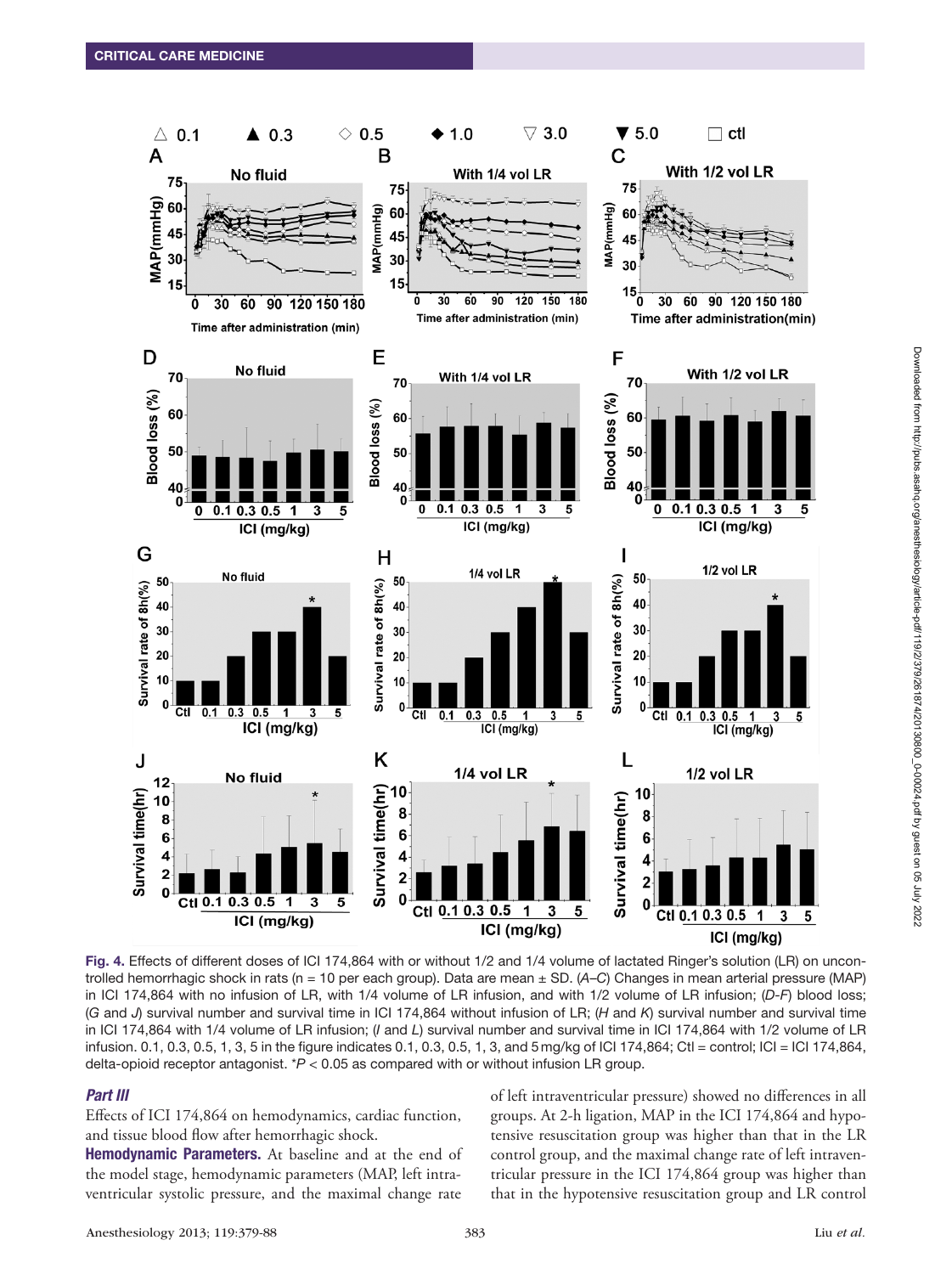**Fig. 4.** Effects of different doses of ICI 174,864 with or without 1/2 and 1/4 volume of lactated Ringer's solution (LR) on uncontrolled hemorrhagic shock in rats (n = 10 per each group). Data are mean ± SD. (*A–C*) Changes in mean arterial pressure (MAP) in ICI 174,864 with no infusion of LR, with 1/4 volume of LR infusion, and with 1/2 volume of LR infusion; (*D-F*) blood loss; (*G* and *J*) survival number and survival time in ICI 174,864 without infusion of LR; (*H* and *K*) survival number and survival time in ICI 174,864 with 1/4 volume of LR infusion; (*I* and *L*) survival number and survival time in ICI 174,864 with 1/2 volume of LR infusion. 0.1, 0.3, 0.5, 1, 3, 5 in the figure indicates 0.1, 0.3, 0.5, 1, 3, and 5 mg/kg of ICI 174,864; Ctl = control; ICI = ICI 174,864, delta-opioid receptor antagonist. *$P < 0.05$ as compared with or without infusion LR group.

### *Part III*

Effects of ICI 174,864 on hemodynamics, cardiac function, and tissue blood flow after hemorrhagic shock.

**Hemodynamic Parameters.** At baseline and at the end of the model stage, hemodynamic parameters (MAP, left intraventricular systolic pressure, and the maximal change rate of left intraventricular pressure) showed no differences in all groups. At 2-h ligation, MAP in the ICI 174,864 and hypotensive resuscitation group was higher than that in the LR control group, and the maximal change rate of left intraventricular pressure in the ICI 174,864 group was higher than that in the hypotensive resuscitation group and LR control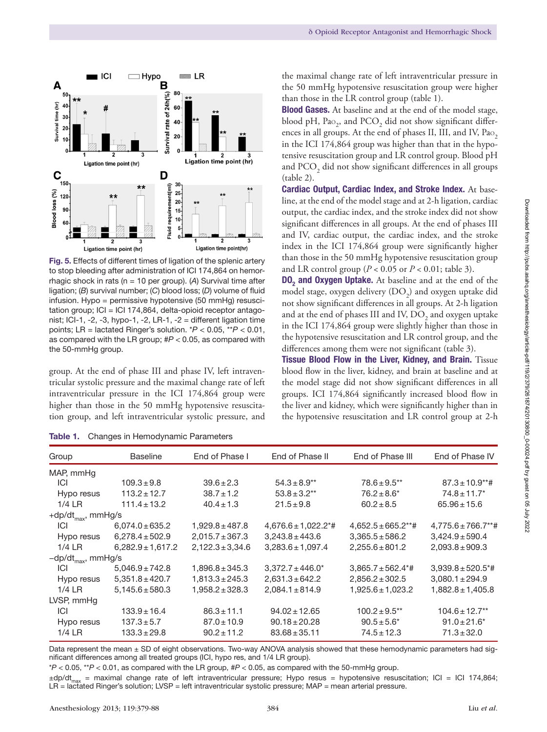**Fig. 5.** Effects of different times of ligation of the splenic artery to stop bleeding after administration of ICI 174,864 on hemorrhagic shock in rats (n = 10 per group). (*A*) Survival time after ligation; (*B*) survival number; (*C*) blood loss; (*D*) volume of fluid infusion. Hypo = permissive hypotensive (50 mmHg) resuscitation group; ICI = ICI 174,864, delta-opioid receptor antagonist; ICI-1, -2, -3, hypo-1, -2, LR-1, -2 = different ligation time points; LR = lactated Ringer's solution. \*$P < 0.05$, \*\*$P < 0.01$, as compared with the LR group; #$P < 0.05$, as compared with the 50-mmHg group.

group. At the end of phase III and phase IV, left intraventricular systolic pressure and the maximal change rate of left intraventricular pressure in the ICI 174,864 group were higher than those in the 50 mmHg hypotensive resuscitation group, and left intraventricular systolic pressure, and the maximal change rate of left intraventricular pressure in the 50 mmHg hypotensive resuscitation group were higher than those in the LR control group (table 1).

**Blood Gases.** At baseline and at the end of the model stage, blood pH, $Pa_{O_2}$, and $PCO_2$ did not show significant differences in all groups. At the end of phases II, III, and IV, $Pa_{O_2}$ in the ICI 174,864 group was higher than that in the hypotensive resuscitation group and LR control group. Blood pH and $PCO_2$ did not show significant differences in all groups (table 2).

**Cardiac Output, Cardiac Index, and Stroke Index.** At baseline, at the end of the model stage and at 2-h ligation, cardiac output, the cardiac index, and the stroke index did not show significant differences in all groups. At the end of phases III and IV, cardiac output, the cardiac index, and the stroke index in the ICI 174,864 group were significantly higher than those in the 50 mmHg hypotensive resuscitation group and LR control group ($P < 0.05$ or $P < 0.01$; table 3).

**$DO_2$ and Oxygen Uptake.** At baseline and at the end of the model stage, oxygen delivery ($DO_2$) and oxygen uptake did not show significant differences in all groups. At 2-h ligation and at the end of phases III and IV, $DO_2$ and oxygen uptake in the ICI 174,864 group were slightly higher than those in the hypotensive resuscitation and LR control group, and the differences among them were not significant (table 3).

**Tissue Blood Flow in the Liver, Kidney, and Brain.** Tissue blood flow in the liver, kidney, and brain at baseline and at the model stage did not show significant differences in all groups. ICI 174,864 significantly increased blood flow in the liver and kidney, which were significantly higher than in the hypotensive resuscitation and LR control group at 2-h

**Table 1.** Changes in Hemodynamic Parameters

| Group | Baseline | End of Phase I | End of Phase II | End of Phase III | End of Phase IV |
|---|---|---|---|---|---|
| MAP, mmHg | | | | | |
| ICI | 109.3 ± 9.8 | 39.6 ± 2.3 | 54.3 ± 8.9** | 78.6 ± 9.5** | 87.3 ± 10.9**# |
| Hypo resus | 113.2 ± 12.7 | 38.7 ± 1.2 | 53.8 ± 3.2** | 76.2 ± 8.6* | 74.8 ± 11.7* |
| 1/4 LR | 111.4 ± 13.2 | 40.4 ± 1.3 | 21.5 ± 9.8 | 60.2 ± 8.5 | 65.96 ± 15.6 |
| $+dp/dt_{max}$, mmHg/s | | | | | |
| ICI | 6,074.0 ± 635.2 | 1,929.8 ± 487.8 | 4,676.6 ± 1,022.2*# | 4,652.5 ± 665.2**# | 4,775.6 ± 766.7**# |
| Hypo resus | 6,278.4 ± 502.9 | 2,015.7 ± 367.3 | 3,243.8 ± 443.6 | 3,365.5 ± 586.2 | 3,424.9 ± 590.4 |
| 1/4 LR | 6,282.9 ± 1,617.2 | 2,122.3 ± 3,34.6 | 3,283.6 ± 1,097.4 | 2,255.6 ± 801.2 | 2,093.8 ± 909.3 |
| $-dp/dt_{max}$, mmHg/s | | | | | |
| ICI | 5,046.9 ± 742.8 | 1,896.8 ± 345.3 | 3,372.7 ± 446.0* | 3,865.7 ± 562.4*# | 3,939.8 ± 520.5*# |
| Hypo resus | 5,351.8 ± 420.7 | 1,813.3 ± 245.3 | 2,631.3 ± 642.2 | 2,856.2 ± 302.5 | 3,080.1 ± 294.9 |
| 1/4 LR | 5,145.6 ± 580.3 | 1,958.2 ± 328.3 | 2,084.1 ± 814.9 | 1,925.6 ± 1,023.2 | 1,882.8 ± 1,405.8 |
| LVSP, mmHg | | | | | |
| ICI | 133.9 ± 16.4 | 86.3 ± 11.1 | 94.02 ± 12.65 | 100.2 ± 9.5** | 104.6 ± 12.7** |
| Hypo resus | 137.3 ± 5.7 | 87.0 ± 10.9 | 90.18 ± 20.28 | 90.5 ± 5.6* | 91.0 ± 21.6* |
| 1/4 LR | 133.3 ± 29.8 | 90.2 ± 11.2 | 83.68 ± 35.11 | 74.5 ± 12.3 | 71.3 ± 32.0 |

Data represent the mean ± SD of eight observations. Two-way ANOVA analysis showed that these hemodynamic parameters had significant differences among all treated groups (ICI, hypo res, and 1/4 LR group).

\*$P < 0.05$, \*\*$P < 0.01$, as compared with the LR group, #$P < 0.05$, as compared with the 50-mmHg group.

$\pm dp/dt_{max}$ = maximal change rate of left intraventricular pressure; Hypo resus = hypotensive resuscitation; ICI = ICI 174,864; LR = lactated Ringer's solution; LVSP = left intraventricular systolic pressure; MAP = mean arterial pressure.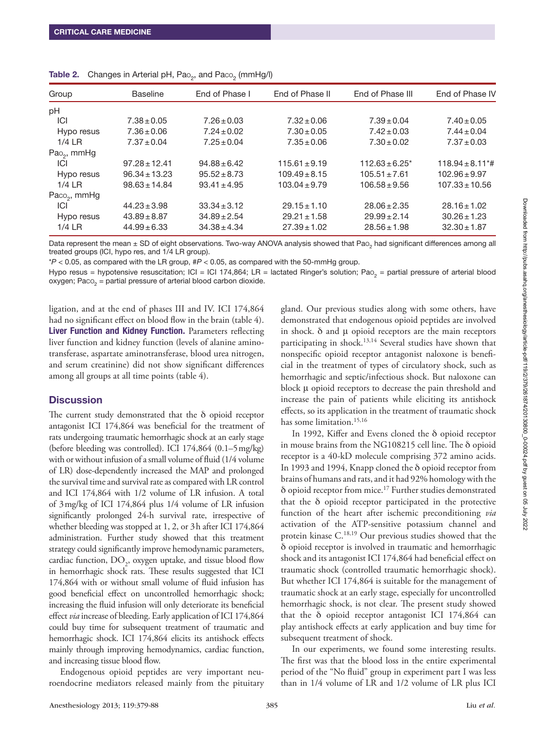**Table 2.** Changes in Arterial pH, $Pa_{O_2}$, and $Pa_{CO_2}$ (mmHg/l)

| Group | Baseline | End of Phase I | End of Phase II | End of Phase III | End of Phase IV |
|---|---|---|---|---|---|
| pH | | | | | |
| ICI | 7.38 ± 0.05 | 7.26 ± 0.03 | 7.32 ± 0.06 | 7.39 ± 0.04 | 7.40 ± 0.05 |
| Hypo resus | 7.36 ± 0.06 | 7.24 ± 0.02 | 7.30 ± 0.05 | 7.42 ± 0.03 | 7.44 ± 0.04 |
| 1/4 LR | 7.37 ± 0.04 | 7.25 ± 0.04 | 7.35 ± 0.06 | 7.30 ± 0.02 | 7.37 ± 0.03 |
| $Pa_{O_2}$, mmHg | | | | | |
| ICI | 97.28 ± 12.41 | 94.88 ± 6.42 | 115.61 ± 9.19 | 112.63 ± 6.25* | 118.94 ± 8.11*# |
| Hypo resus | 96.34 ± 13.23 | 95.52 ± 8.73 | 109.49 ± 8.15 | 105.51 ± 7.61 | 102.96 ± 9.97 |
| 1/4 LR | 98.63 ± 14.84 | 93.41 ± 4.95 | 103.04 ± 9.79 | 106.58 ± 9.56 | 107.33 ± 10.56 |
| $Pa_{CO_2}$, mmHg | | | | | |
| ICI | 44.23 ± 3.98 | 33.34 ± 3.12 | 29.15 ± 1.10 | 28.06 ± 2.35 | 28.16 ± 1.02 |
| Hypo resus | 43.89 ± 8.87 | 34.89 ± 2.54 | 29.21 ± 1.58 | 29.99 ± 2.14 | 30.26 ± 1.23 |
| 1/4 LR | 44.99 ± 6.33 | 34.38 ± 4.34 | 27.39 ± 1.02 | 28.56 ± 1.98 | 32.30 ± 1.87 |

Data represent the mean ± SD of eight observations. Two-way ANOVA analysis showed that $Pa_{O_2}$ had significant differences among all treated groups (ICI, hypo res, and 1/4 LR group).

*$P < 0.05$, as compared with the LR group, #$P < 0.05$, as compared with the 50-mmHg group.

Hypo resus = hypotensive resuscitation; ICI = ICI 174,864; LR = lactated Ringer's solution; $Pa_{O_2}$ = partial pressure of arterial blood oxygen; $Pa_{CO_2}$ = partial pressure of arterial blood carbon dioxide.

ligation, and at the end of phases III and IV. ICI 174,864 had no significant effect on blood flow in the brain (table 4).

**Liver Function and Kidney Function.** Parameters reflecting liver function and kidney function (levels of alanine aminotransferase, aspartate aminotransferase, blood urea nitrogen, and serum creatinine) did not show significant differences among all groups at all time points (table 4).

## Discussion

The current study demonstrated that the δ opioid receptor antagonist ICI 174,864 was beneficial for the treatment of rats undergoing traumatic hemorrhagic shock at an early stage (before bleeding was controlled). ICI 174,864 (0.1–5 mg/kg) with or without infusion of a small volume of fluid (1/4 volume of LR) dose-dependently increased the MAP and prolonged the survival time and survival rate as compared with LR control and ICI 174,864 with 1/2 volume of LR infusion. A total of 3 mg/kg of ICI 174,864 plus 1/4 volume of LR infusion significantly prolonged 24-h survival rate, irrespective of whether bleeding was stopped at 1, 2, or 3 h after ICI 174,864 administration. Further study showed that this treatment strategy could significantly improve hemodynamic parameters, cardiac function, $DO_2$, oxygen uptake, and tissue blood flow in hemorrhagic shock rats. These results suggested that ICI 174,864 with or without small volume of fluid infusion has good beneficial effect on uncontrolled hemorrhagic shock; increasing the fluid infusion will only deteriorate its beneficial effect *via* increase of bleeding. Early application of ICI 174,864 could buy time for subsequent treatment of traumatic and hemorrhagic shock. ICI 174,864 elicits its antishock effects mainly through improving hemodynamics, cardiac function, and increasing tissue blood flow.

Endogenous opioid peptides are very important neuroendocrine mediators released mainly from the pituitary gland. Our previous studies along with some others, have demonstrated that endogenous opioid peptides are involved in shock. δ and μ opioid receptors are the main receptors participating in shock.[13,14] Several studies have shown that nonspecific opioid receptor antagonist naloxone is beneficial in the treatment of types of circulatory shock, such as hemorrhagic and septic/infectious shock. But naloxone can block μ opioid receptors to decrease the pain threshold and increase the pain of patients while eliciting its antishock effects, so its application in the treatment of traumatic shock has some limitation.[15,16]

In 1992, Kiffer and Evens cloned the δ opioid receptor in mouse brains from the NG108215 cell line. The δ opioid receptor is a 40-kD molecule comprising 372 amino acids. In 1993 and 1994, Knapp cloned the δ opioid receptor from brains of humans and rats, and it had 92% homology with the δ opioid receptor from mice.[17] Further studies demonstrated that the δ opioid receptor participated in the protective function of the heart after ischemic preconditioning *via* activation of the ATP-sensitive potassium channel and protein kinase C.[18,19] Our previous studies showed that the δ opioid receptor is involved in traumatic and hemorrhagic shock and its antagonist ICI 174,864 had beneficial effect on traumatic shock (controlled traumatic hemorrhagic shock). But whether ICI 174,864 is suitable for the management of traumatic shock at an early stage, especially for uncontrolled hemorrhagic shock, is not clear. The present study showed that the δ opioid receptor antagonist ICI 174,864 can play antishock effects at early application and buy time for subsequent treatment of shock.

In our experiments, we found some interesting results. The first was that the blood loss in the entire experimental period of the "No fluid" group in experiment part I was less than in 1/4 volume of LR and 1/2 volume of LR plus ICI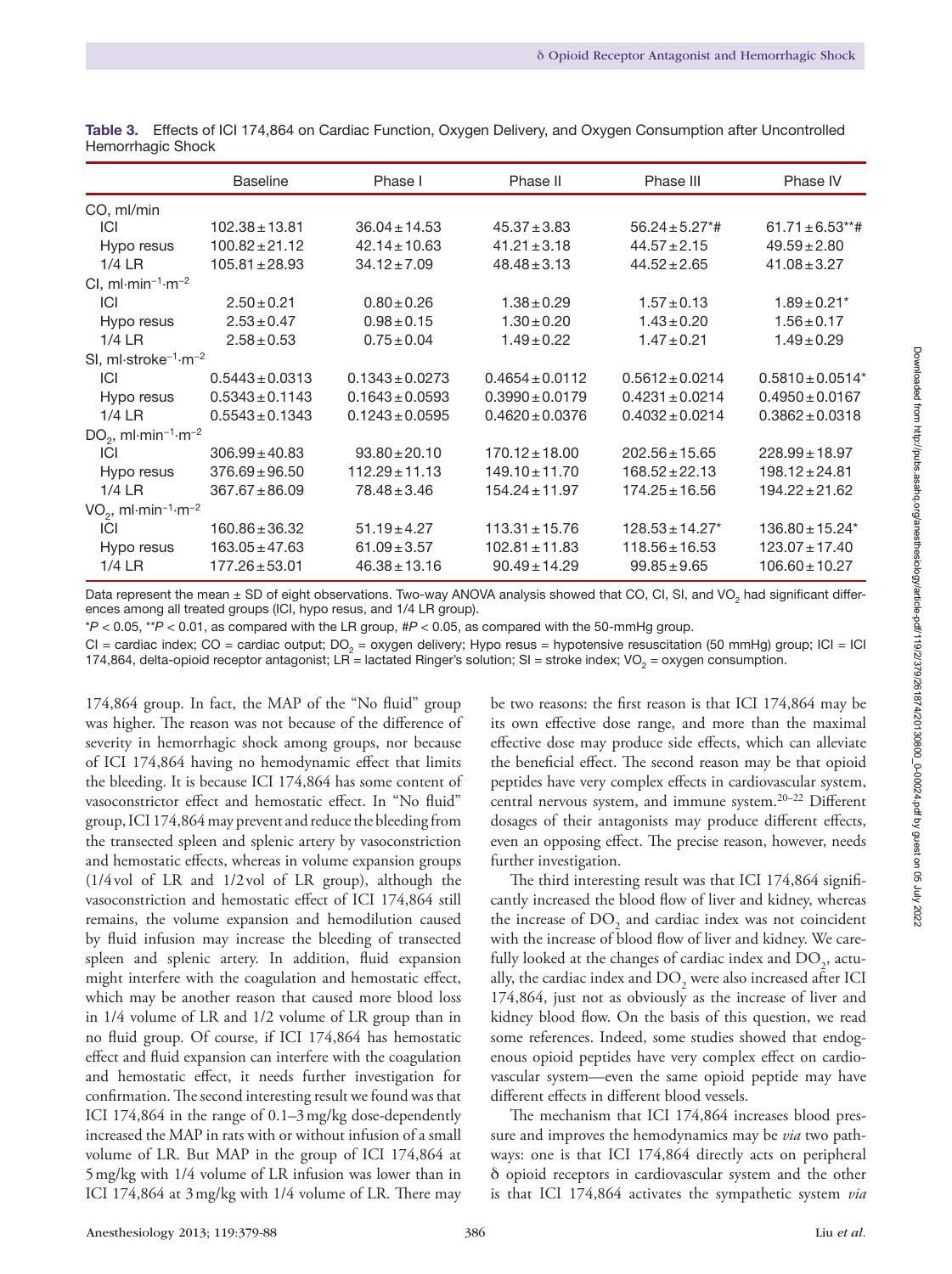**Table 3.** Effects of ICI 174,864 on Cardiac Function, Oxygen Delivery, and Oxygen Consumption after Uncontrolled Hemorrhagic Shock

| | Baseline | Phase I | Phase II | Phase III | Phase IV |
|---|---|---|---|---|---|
| CO, ml/min | | | | | |
| ICI | 102.38 ± 13.81 | 36.04 ± 14.53 | 45.37 ± 3.83 | 56.24 ± 5.27*# | 61.71 ± 6.53**# |
| Hypo resus | 100.82 ± 21.12 | 42.14 ± 10.63 | 41.21 ± 3.18 | 44.57 ± 2.15 | 49.59 ± 2.80 |
| 1/4 LR | 105.81 ± 28.93 | 34.12 ± 7.09 | 48.48 ± 3.13 | 44.52 ± 2.65 | 41.08 ± 3.27 |
| CI, $ml \cdot min^{-1} \cdot m^{-2}$ | | | | | |
| ICI | 2.50 ± 0.21 | 0.80 ± 0.26 | 1.38 ± 0.29 | 1.57 ± 0.13 | 1.89 ± 0.21* |
| Hypo resus | 2.53 ± 0.47 | 0.98 ± 0.15 | 1.30 ± 0.20 | 1.43 ± 0.20 | 1.56 ± 0.17 |
| 1/4 LR | 2.58 ± 0.53 | 0.75 ± 0.04 | 1.49 ± 0.22 | 1.47 ± 0.21 | 1.49 ± 0.29 |
| SI, $ml \cdot stroke^{-1} \cdot m^{-2}$ | | | | | |
| ICI | 0.5443 ± 0.0313 | 0.1343 ± 0.0273 | 0.4654 ± 0.0112 | 0.5612 ± 0.0214 | 0.5810 ± 0.0514* |
| Hypo resus | 0.5343 ± 0.1143 | 0.1643 ± 0.0593 | 0.3990 ± 0.0179 | 0.4231 ± 0.0214 | 0.4950 ± 0.0167 |
| 1/4 LR | 0.5543 ± 0.1343 | 0.1243 ± 0.0595 | 0.4620 ± 0.0376 | 0.4032 ± 0.0214 | 0.3862 ± 0.0318 |
| $DO_2$, $ml \cdot min^{-1} \cdot m^{-2}$ | | | | | |
| ICI | 306.99 ± 40.83 | 93.80 ± 20.10 | 170.12 ± 18.00 | 202.56 ± 15.65 | 228.99 ± 18.97 |
| Hypo resus | 376.69 ± 96.50 | 112.29 ± 11.13 | 149.10 ± 11.70 | 168.52 ± 22.13 | 198.12 ± 24.81 |
| 1/4 LR | 367.67 ± 86.09 | 78.48 ± 3.46 | 154.24 ± 11.97 | 174.25 ± 16.56 | 194.22 ± 21.62 |
| $VO_2$, $ml \cdot min^{-1} \cdot m^{-2}$ | | | | | |
| ICI | 160.86 ± 36.32 | 51.19 ± 4.27 | 113.31 ± 15.76 | 128.53 ± 14.27* | 136.80 ± 15.24* |
| Hypo resus | 163.05 ± 47.63 | 61.09 ± 3.57 | 102.81 ± 11.83 | 118.56 ± 16.53 | 123.07 ± 17.40 |
| 1/4 LR | 177.26 ± 53.01 | 46.38 ± 13.16 | 90.49 ± 14.29 | 99.85 ± 9.65 | 106.60 ± 10.27 |

Data represent the mean ± SD of eight observations. Two-way ANOVA analysis showed that CO, CI, SI, and $VO_2$ had significant differences among all treated groups (ICI, hypo resus, and 1/4 LR group).

\* $P < 0.05$, \*\* $P < 0.01$, as compared with the LR group, # $P < 0.05$, as compared with the 50-mmHg group.

CI = cardiac index; CO = cardiac output; $DO_2$ = oxygen delivery; Hypo resus = hypotensive resuscitation (50 mmHg) group; ICI = ICI 174,864, delta-opioid receptor antagonist; LR = lactated Ringer's solution; SI = stroke index; $VO_2$ = oxygen consumption.

174,864 group. In fact, the MAP of the "No fluid" group was higher. The reason was not because of the difference of severity in hemorrhagic shock among groups, nor because of ICI 174,864 having no hemodynamic effect that limits the bleeding. It is because ICI 174,864 has some content of vasoconstrictor effect and hemostatic effect. In "No fluid" group, ICI 174,864 may prevent and reduce the bleeding from the transected spleen and splenic artery by vasoconstriction and hemostatic effects, whereas in volume expansion groups (1/4 vol of LR and 1/2 vol of LR group), although the vasoconstriction and hemostatic effect of ICI 174,864 still remains, the volume expansion and hemodilution caused by fluid infusion may increase the bleeding of transected spleen and splenic artery. In addition, fluid expansion might interfere with the coagulation and hemostatic effect, which may be another reason that caused more blood loss in 1/4 volume of LR and 1/2 volume of LR group than in no fluid group. Of course, if ICI 174,864 has hemostatic effect and fluid expansion can interfere with the coagulation and hemostatic effect, it needs further investigation for confirmation. The second interesting result we found was that ICI 174,864 in the range of 0.1–3 mg/kg dose-dependently increased the MAP in rats with or without infusion of a small volume of LR. But MAP in the group of ICI 174,864 at 5 mg/kg with 1/4 volume of LR infusion was lower than in ICI 174,864 at 3 mg/kg with 1/4 volume of LR. There may be two reasons: the first reason is that ICI 174,864 may be its own effective dose range, and more than the maximal effective dose may produce side effects, which can alleviate the beneficial effect. The second reason may be that opioid peptides have very complex effects in cardiovascular system, central nervous system, and immune system.[20–22] Different dosages of their antagonists may produce different effects, even an opposing effect. The precise reason, however, needs further investigation.

The third interesting result was that ICI 174,864 significantly increased the blood flow of liver and kidney, whereas the increase of $DO_2$ and cardiac index was not coincident with the increase of blood flow of liver and kidney. We carefully looked at the changes of cardiac index and $DO_2$, actually, the cardiac index and $DO_2$ were also increased after ICI 174,864, just not as obviously as the increase of liver and kidney blood flow. On the basis of this question, we read some references. Indeed, some studies showed that endogenous opioid peptides have very complex effect on cardiovascular system—even the same opioid peptide may have different effects in different blood vessels.

The mechanism that ICI 174,864 increases blood pressure and improves the hemodynamics may be *via* two pathways: one is that ICI 174,864 directly acts on peripheral δ opioid receptors in cardiovascular system and the other is that ICI 174,864 activates the sympathetic system *via*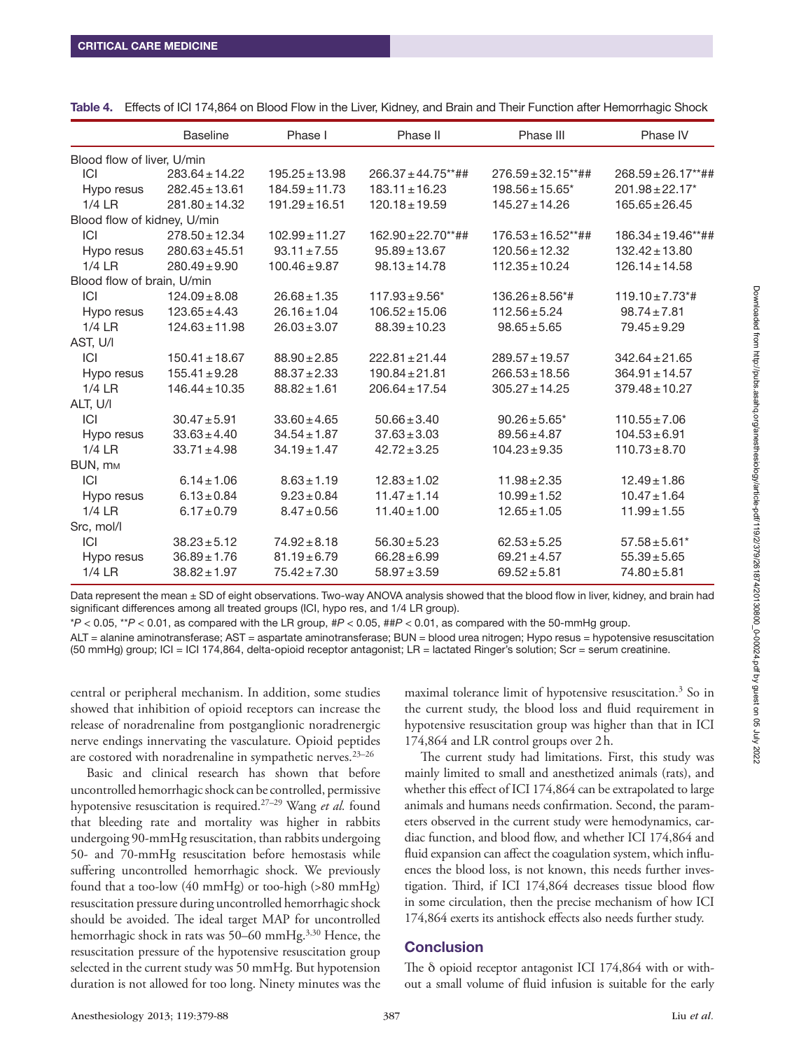**Table 4.** Effects of ICI 174,864 on Blood Flow in the Liver, Kidney, and Brain and Their Function after Hemorrhagic Shock

| | Baseline | Phase I | Phase II | Phase III | Phase IV |
|---|---|---|---|---|---|
| Blood flow of liver, U/min | | | | | |
| ICI | 283.64 ± 14.22 | 195.25 ± 13.98 | 266.37 ± 44.75**## | 276.59 ± 32.15**## | 268.59 ± 26.17**## |
| Hypo resus | 282.45 ± 13.61 | 184.59 ± 11.73 | 183.11 ± 16.23 | 198.56 ± 15.65* | 201.98 ± 22.17* |
| 1/4 LR | 281.80 ± 14.32 | 191.29 ± 16.51 | 120.18 ± 19.59 | 145.27 ± 14.26 | 165.65 ± 26.45 |
| Blood flow of kidney, U/min | | | | | |
| ICI | 278.50 ± 12.34 | 102.99 ± 11.27 | 162.90 ± 22.70**## | 176.53 ± 16.52**## | 186.34 ± 19.46**## |
| Hypo resus | 280.63 ± 45.51 | 93.11 ± 7.55 | 95.89 ± 13.67 | 120.56 ± 12.32 | 132.42 ± 13.80 |
| 1/4 LR | 280.49 ± 9.90 | 100.46 ± 9.87 | 98.13 ± 14.78 | 112.35 ± 10.24 | 126.14 ± 14.58 |
| Blood flow of brain, U/min | | | | | |
| ICI | 124.09 ± 8.08 | 26.68 ± 1.35 | 117.93 ± 9.56* | 136.26 ± 8.56*# | 119.10 ± 7.73*# |
| Hypo resus | 123.65 ± 4.43 | 26.16 ± 1.04 | 106.52 ± 15.06 | 112.56 ± 5.24 | 98.74 ± 7.81 |
| 1/4 LR | 124.63 ± 11.98 | 26.03 ± 3.07 | 88.39 ± 10.23 | 98.65 ± 5.65 | 79.45 ± 9.29 |
| AST, U/l | | | | | |
| ICI | 150.41 ± 18.67 | 88.90 ± 2.85 | 222.81 ± 21.44 | 289.57 ± 19.57 | 342.64 ± 21.65 |
| Hypo resus | 155.41 ± 9.28 | 88.37 ± 2.33 | 190.84 ± 21.81 | 266.53 ± 18.56 | 364.91 ± 14.57 |
| 1/4 LR | 146.44 ± 10.35 | 88.82 ± 1.61 | 206.64 ± 17.54 | 305.27 ± 14.25 | 379.48 ± 10.27 |
| ALT, U/l | | | | | |
| ICI | 30.47 ± 5.91 | 33.60 ± 4.65 | 50.66 ± 3.40 | 90.26 ± 5.65* | 110.55 ± 7.06 |
| Hypo resus | 33.63 ± 4.40 | 34.54 ± 1.87 | 37.63 ± 3.03 | 89.56 ± 4.87 | 104.53 ± 6.91 |
| 1/4 LR | 33.71 ± 4.98 | 34.19 ± 1.47 | 42.72 ± 3.25 | 104.23 ± 9.35 | 110.73 ± 8.70 |
| BUN, mM | | | | | |
| ICI | 6.14 ± 1.06 | 8.63 ± 1.19 | 12.83 ± 1.02 | 11.98 ± 2.35 | 12.49 ± 1.86 |
| Hypo resus | 6.13 ± 0.84 | 9.23 ± 0.84 | 11.47 ± 1.14 | 10.99 ± 1.52 | 10.47 ± 1.64 |
| 1/4 LR | 6.17 ± 0.79 | 8.47 ± 0.56 | 11.40 ± 1.00 | 12.65 ± 1.05 | 11.99 ± 1.55 |
| Src, mol/l | | | | | |
| ICI | 38.23 ± 5.12 | 74.92 ± 8.18 | 56.30 ± 5.23 | 62.53 ± 5.25 | 57.58 ± 5.61* |
| Hypo resus | 36.89 ± 1.76 | 81.19 ± 6.79 | 66.28 ± 6.99 | 69.21 ± 4.57 | 55.39 ± 5.65 |
| 1/4 LR | 38.82 ± 1.97 | 75.42 ± 7.30 | 58.97 ± 3.59 | 69.52 ± 5.81 | 74.80 ± 5.81 |

Data represent the mean ± SD of eight observations. Two-way ANOVA analysis showed that the blood flow in liver, kidney, and brain had significant differences among all treated groups (ICI, hypo res, and 1/4 LR group).

*$P < 0.05$, **$P < 0.01$, as compared with the LR group, #$P < 0.05$, ##$P < 0.01$, as compared with the 50-mmHg group.

ALT = alanine aminotransferase; AST = aspartate aminotransferase; BUN = blood urea nitrogen; Hypo resus = hypotensive resuscitation (50 mmHg) group; ICI = ICI 174,864, delta-opioid receptor antagonist; LR = lactated Ringer's solution; Scr = serum creatinine.

central or peripheral mechanism. In addition, some studies showed that inhibition of opioid receptors can increase the release of noradrenaline from postganglionic noradrenergic nerve endings innervating the vasculature. Opioid peptides are costored with noradrenaline in sympathetic nerves.[23–26]

Basic and clinical research has shown that before uncontrolled hemorrhagic shock can be controlled, permissive hypotensive resuscitation is required.[27–29] Wang *et al.* found that bleeding rate and mortality was higher in rabbits undergoing 90-mmHg resuscitation, than rabbits undergoing 50- and 70-mmHg resuscitation before hemostasis while suffering uncontrolled hemorrhagic shock. We previously found that a too-low (40 mmHg) or too-high (>80 mmHg) resuscitation pressure during uncontrolled hemorrhagic shock should be avoided. The ideal target MAP for uncontrolled hemorrhagic shock in rats was 50–60 mmHg.[3,30] Hence, the resuscitation pressure of the hypotensive resuscitation group selected in the current study was 50 mmHg. But hypotension duration is not allowed for too long. Ninety minutes was the maximal tolerance limit of hypotensive resuscitation.[3] So in the current study, the blood loss and fluid requirement in hypotensive resuscitation group was higher than that in ICI 174,864 and LR control groups over 2 h.

The current study had limitations. First, this study was mainly limited to small and anesthetized animals (rats), and whether this effect of ICI 174,864 can be extrapolated to large animals and humans needs confirmation. Second, the parameters observed in the current study were hemodynamics, cardiac function, and blood flow, and whether ICI 174,864 and fluid expansion can affect the coagulation system, which influences the blood loss, is not known, this needs further investigation. Third, if ICI 174,864 decreases tissue blood flow in some circulation, then the precise mechanism of how ICI 174,864 exerts its antishock effects also needs further study.

## Conclusion

The δ opioid receptor antagonist ICI 174,864 with or without a small volume of fluid infusion is suitable for the early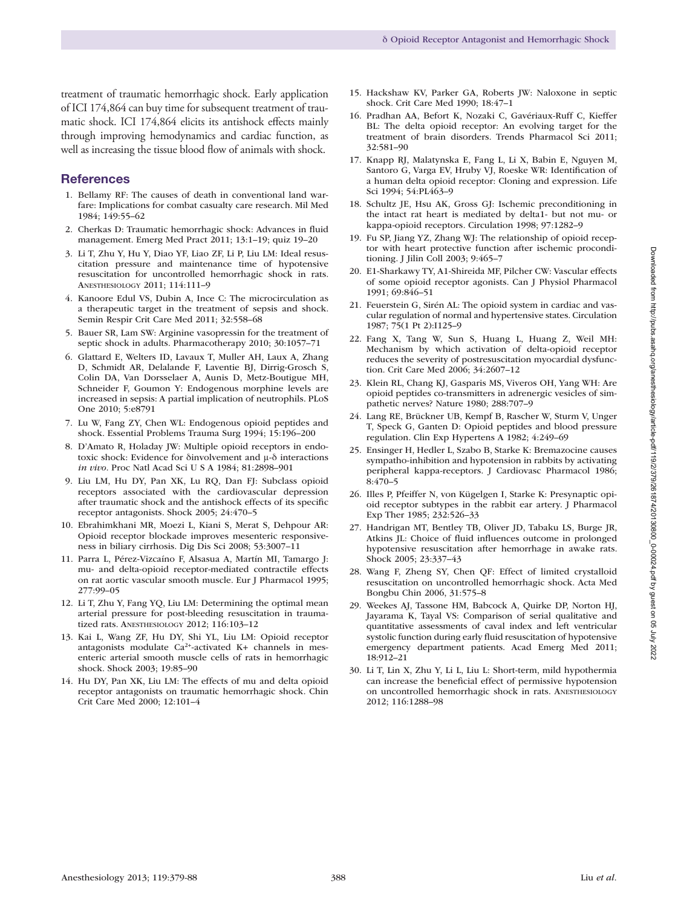treatment of traumatic hemorrhagic shock. Early application of ICI 174,864 can buy time for subsequent treatment of traumatic shock. ICI 174,864 elicits its antishock effects mainly through improving hemodynamics and cardiac function, as well as increasing the tissue blood flow of animals with shock.

## References

1. Bellamy RF: The causes of death in conventional land warfare: Implications for combat casualty care research. Mil Med 1984; 149:55–62
2. Cherkas D: Traumatic hemorrhagic shock: Advances in fluid management. Emerg Med Pract 2011; 13:1–19; quiz 19–20
3. Li T, Zhu Y, Hu Y, Diao YF, Liao ZF, Li P, Liu LM: Ideal resuscitation pressure and maintenance time of hypotensive resuscitation for uncontrolled hemorrhagic shock in rats. Anesthesiology 2011; 114:111–9
4. Kanoore Edul VS, Dubin A, Ince C: The microcirculation as a therapeutic target in the treatment of sepsis and shock. Semin Respir Crit Care Med 2011; 32:558–68
5. Bauer SR, Lam SW: Arginine vasopressin for the treatment of septic shock in adults. Pharmacotherapy 2010; 30:1057–71
6. Glattard E, Welters ID, Lavaux T, Muller AH, Laux A, Zhang D, Schmidt AR, Delalande F, Laventie BJ, Dirrig-Grosch S, Colin DA, Van Dorsselaer A, Aunis D, Metz-Boutigue MH, Schneider F, Goumon Y: Endogenous morphine levels are increased in sepsis: A partial implication of neutrophils. PLoS One 2010; 5:e8791
7. Lu W, Fang ZY, Chen WL: Endogenous opioid peptides and shock. Essential Problems Trauma Surg 1994; 15:196–200
8. D'Amato R, Holaday JW: Multiple opioid receptors in endotoxic shock: Evidence for δinvolvement and μ-δ interactions *in vivo*. Proc Natl Acad Sci U S A 1984; 81:2898–901
9. Liu LM, Hu DY, Pan XK, Lu RQ, Dan FJ: Subclass opioid receptors associated with the cardiovascular depression after traumatic shock and the antishock effects of its specific receptor antagonists. Shock 2005; 24:470–5
10. Ebrahimkhani MR, Moezi L, Kiani S, Merat S, Dehpour AR: Opioid receptor blockade improves mesenteric responsiveness in biliary cirrhosis. Dig Dis Sci 2008; 53:3007–11
11. Parra L, Pérez-Vizcaíno F, Alsasua A, Martín MI, Tamargo J: mu- and delta-opioid receptor-mediated contractile effects on rat aortic vascular smooth muscle. Eur J Pharmacol 1995; 277:99–05
12. Li T, Zhu Y, Fang YQ, Liu LM: Determining the optimal mean arterial pressure for post-bleeding resuscitation in traumatized rats. Anesthesiology 2012; 116:103–12
13. Kai L, Wang ZF, Hu DY, Shi YL, Liu LM: Opioid receptor antagonists modulate $Ca^{2+}$-activated K+ channels in mesenteric arterial smooth muscle cells of rats in hemorrhagic shock. Shock 2003; 19:85–90
14. Hu DY, Pan XK, Liu LM: The effects of mu and delta opioid receptor antagonists on traumatic hemorrhagic shock. Chin Crit Care Med 2000; 12:101–4
15. Hackshaw KV, Parker GA, Roberts JW: Naloxone in septic shock. Crit Care Med 1990; 18:47–1
16. Pradhan AA, Befort K, Nozaki C, Gavériaux-Ruff C, Kieffer BL: The delta opioid receptor: An evolving target for the treatment of brain disorders. Trends Pharmacol Sci 2011; 32:581–90
17. Knapp RJ, Malatynska E, Fang L, Li X, Babin E, Nguyen M, Santoro G, Varga EV, Hruby VJ, Roeske WR: Identification of a human delta opioid receptor: Cloning and expression. Life Sci 1994; 54:PL463–9
18. Schultz JE, Hsu AK, Gross GJ: Ischemic preconditioning in the intact rat heart is mediated by delta1- but not mu- or kappa-opioid receptors. Circulation 1998; 97:1282–9
19. Fu SP, Jiang YZ, Zhang WJ: The relationship of opioid receptor with heart protective function after ischemic proconditioning. J Jilin Coll 2003; 9:465–7
20. E1-Sharkawy TY, A1-Shireida MF, Pilcher CW: Vascular effects of some opioid receptor agonists. Can J Physiol Pharmacol 1991; 69:846–51
21. Feuerstein G, Sirén AL: The opioid system in cardiac and vascular regulation of normal and hypertensive states. Circulation 1987; 75(1 Pt 2):I125–9
22. Fang X, Tang W, Sun S, Huang L, Huang Z, Weil MH: Mechanism by which activation of delta-opioid receptor reduces the severity of postresuscitation myocardial dysfunction. Crit Care Med 2006; 34:2607–12
23. Klein RL, Chang KJ, Gasparis MS, Viveros OH, Yang WH: Are opioid peptides co-transmitters in adrenergic vesicles of simpathetic nerves? Nature 1980; 288:707–9
24. Lang RE, Brückner UB, Kempf B, Rascher W, Sturm V, Unger T, Speck G, Ganten D: Opioid peptides and blood pressure regulation. Clin Exp Hypertens A 1982; 4:249–69
25. Ensinger H, Hedler L, Szabo B, Starke K: Bremazocine causes sympatho-inhibition and hypotension in rabbits by activating peripheral kappa-receptors. J Cardiovasc Pharmacol 1986; 8:470–5
26. Illes P, Pfeiffer N, von Kügelgen I, Starke K: Presynaptic opioid receptor subtypes in the rabbit ear artery. J Pharmacol Exp Ther 1985; 232:526–33
27. Handrigan MT, Bentley TB, Oliver JD, Tabaku LS, Burge JR, Atkins JL: Choice of fluid influences outcome in prolonged hypotensive resuscitation after hemorrhage in awake rats. Shock 2005; 23:337–43
28. Wang F, Zheng SY, Chen QF: Effect of limited crystalloid resuscitation on uncontrolled hemorrhagic shock. Acta Med Bongbu Chin 2006, 31:575–8
29. Weekes AJ, Tassone HM, Babcock A, Quirke DP, Norton HJ, Jayarama K, Tayal VS: Comparison of serial qualitative and quantitative assessments of caval index and left ventricular systolic function during early fluid resuscitation of hypotensive emergency department patients. Acad Emerg Med 2011; 18:912–21
30. Li T, Lin X, Zhu Y, Li L, Liu L: Short-term, mild hypothermia can increase the beneficial effect of permissive hypotension on uncontrolled hemorrhagic shock in rats. Anesthesiology 2012; 116:1288–98